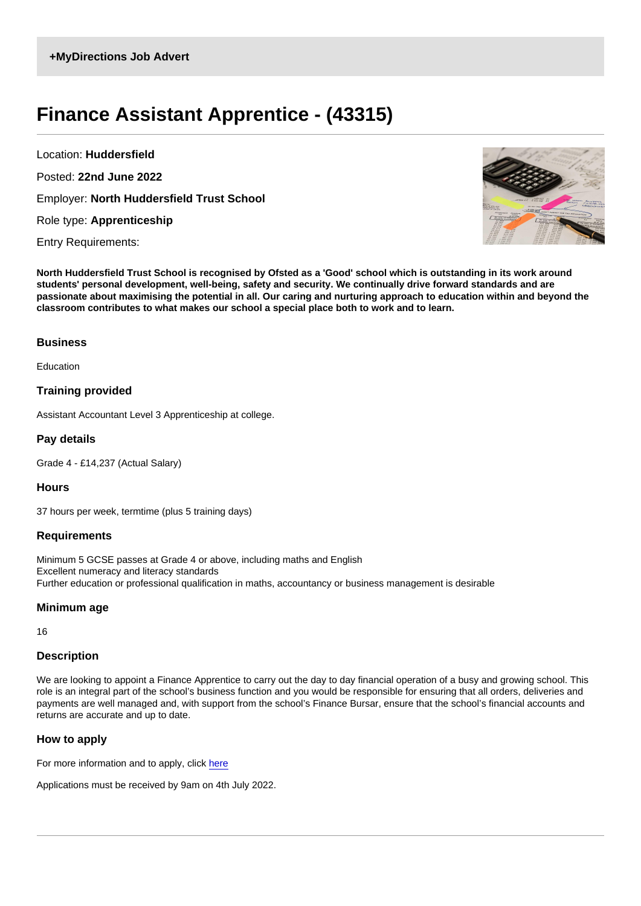**+MyDirections Job Advert**

# Finance Assistant Apprentice - (43315)

Location: **Huddersfield**

Posted: **22nd June 2022**

Employer: **North Huddersfield Trust School**

Role type: **Apprenticeship**

Entry Requirements:

**North Huddersfield Trust School is recognised by Ofsted as a 'Good' school which is outstanding in its work around students' personal development, well-being, safety and security. We continually drive forward standards and are passionate about maximising the potential in all. Our caring and nurturing approach to education within and beyond the classroom contributes to what makes our school a special place both to work and to learn.**

## Business

Education

## Training provided

Assistant Accountant Level 3 Apprenticeship at college.

## Pay details

Grade 4 - £14,237 (Actual Salary)

## Hours

37 hours per week, termtime (plus 5 training days)

## Requirements

Minimum 5 GCSE passes at Grade 4 or above, including maths and English
Excellent numeracy and literacy standards
Further education or professional qualification in maths, accountancy or business management is desirable

## Minimum age

16

## Description

We are looking to appoint a Finance Apprentice to carry out the day to day financial operation of a busy and growing school. This role is an integral part of the school's business function and you would be responsible for ensuring that all orders, deliveries and payments are well managed and, with support from the school's Finance Bursar, ensure that the school's financial accounts and returns are accurate and up to date.

## How to apply

For more information and to apply, click here

Applications must be received by 9am on 4th July 2022.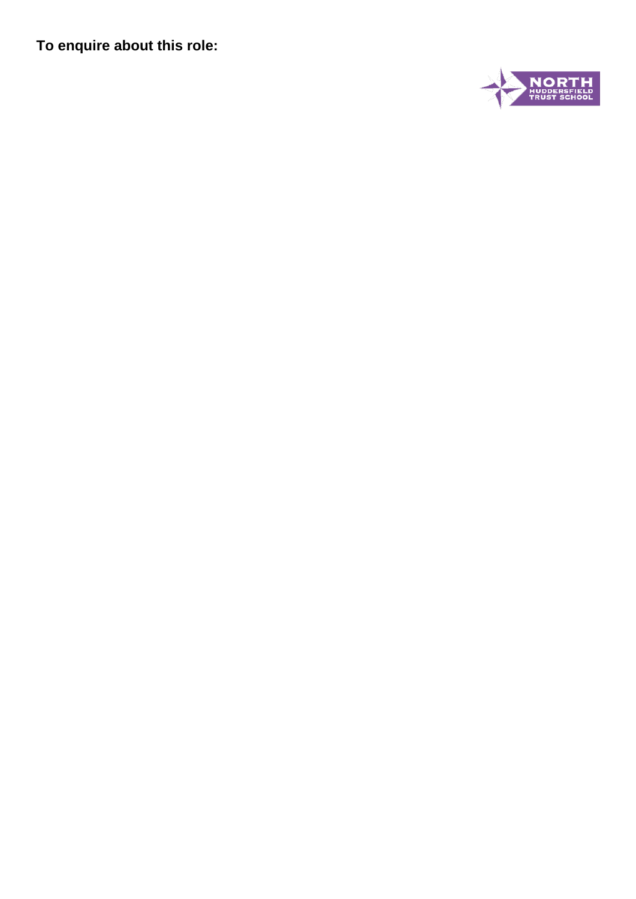**To enquire about this role:**